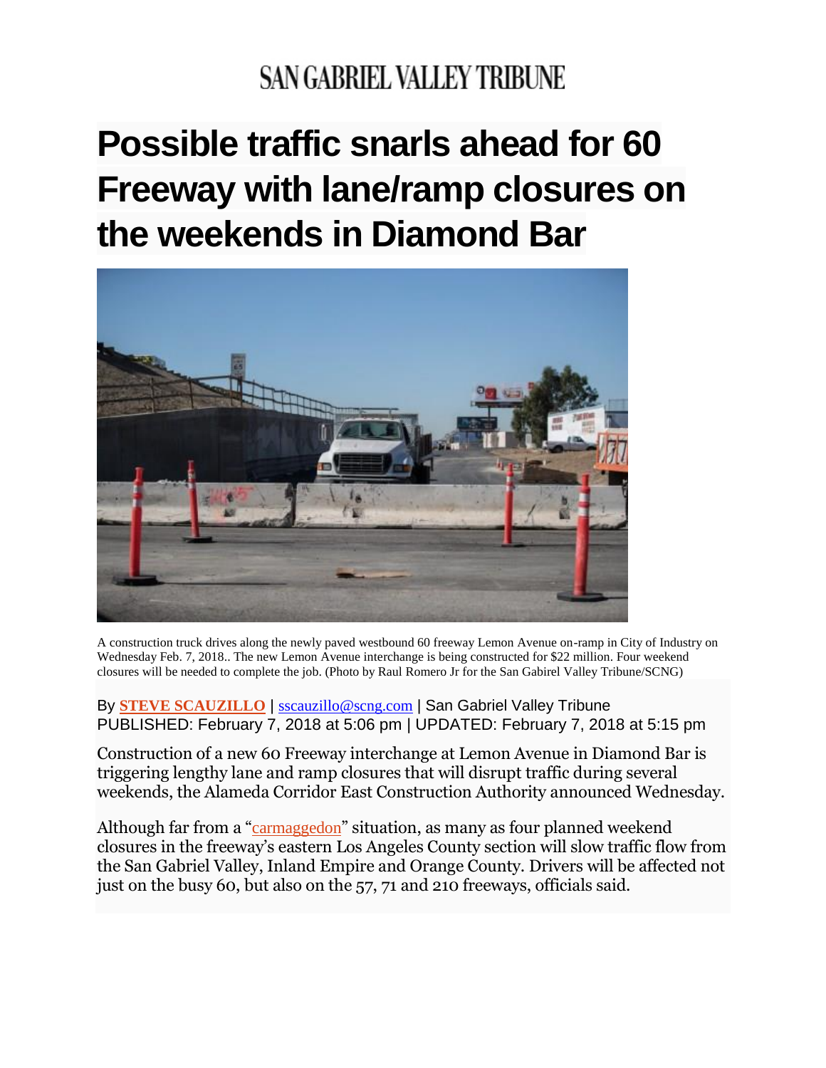SAN GABRIEL VALLEY TRIBUNE

# Possible traffic snarls ahead for 60 Freeway with lane/ramp closures on the weekends in Diamond Bar

A construction truck drives along the newly paved westbound 60 freeway Lemon Avenue on-ramp in City of Industry on Wednesday Feb. 7, 2018.. The new Lemon Avenue interchange is being constructed for $22 million. Four weekend closures will be needed to complete the job. (Photo by Raul Romero Jr for the San Gabirel Valley Tribune/SCNG)

By **STEVE SCAUZILLO** | sscauzillo@scng.com | San Gabriel Valley Tribune
PUBLISHED: February 7, 2018 at 5:06 pm | UPDATED: February 7, 2018 at 5:15 pm

Construction of a new 60 Freeway interchange at Lemon Avenue in Diamond Bar is triggering lengthy lane and ramp closures that will disrupt traffic during several weekends, the Alameda Corridor East Construction Authority announced Wednesday.

Although far from a "carmaggedon" situation, as many as four planned weekend closures in the freeway's eastern Los Angeles County section will slow traffic flow from the San Gabriel Valley, Inland Empire and Orange County. Drivers will be affected not just on the busy 60, but also on the 57, 71 and 210 freeways, officials said.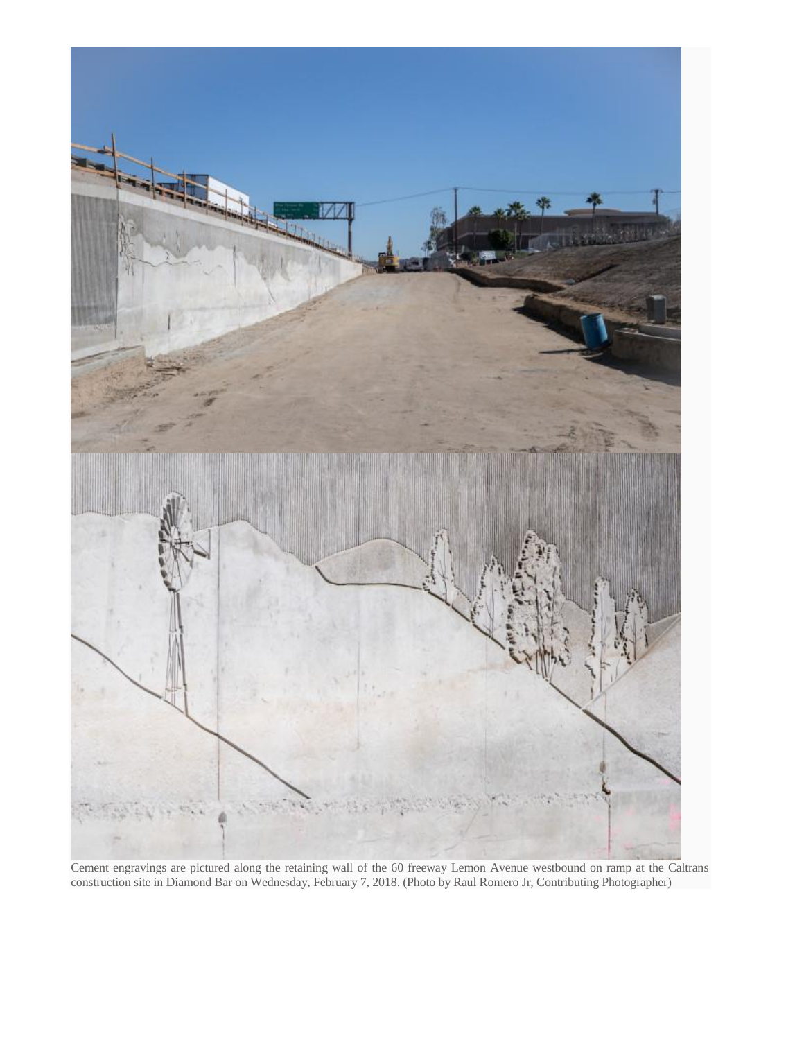Cement engravings are pictured along the retaining wall of the 60 freeway Lemon Avenue westbound on ramp at the Caltrans construction site in Diamond Bar on Wednesday, February 7, 2018. (Photo by Raul Romero Jr, Contributing Photographer)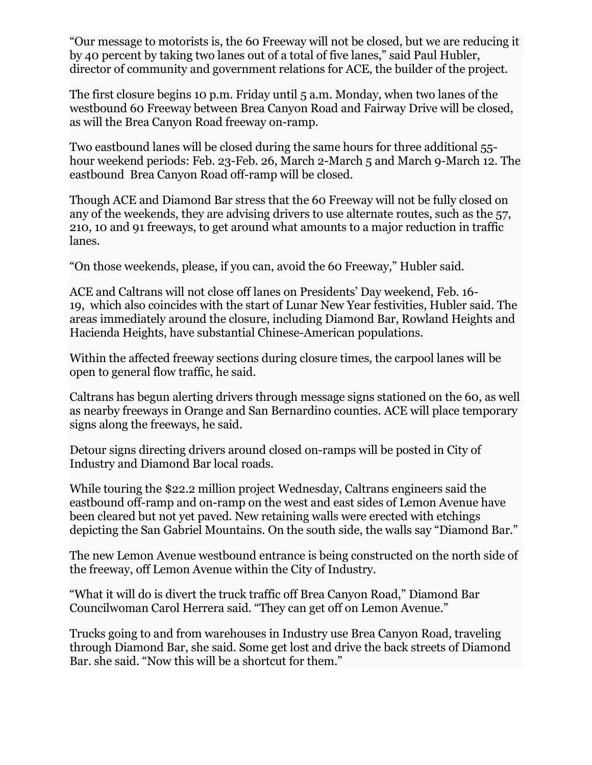"Our message to motorists is, the 60 Freeway will not be closed, but we are reducing it by 40 percent by taking two lanes out of a total of five lanes," said Paul Hubler, director of community and government relations for ACE, the builder of the project.

The first closure begins 10 p.m. Friday until 5 a.m. Monday, when two lanes of the westbound 60 Freeway between Brea Canyon Road and Fairway Drive will be closed, as will the Brea Canyon Road freeway on-ramp.

Two eastbound lanes will be closed during the same hours for three additional 55-hour weekend periods: Feb. 23-Feb. 26, March 2-March 5 and March 9-March 12. The eastbound Brea Canyon Road off-ramp will be closed.

Though ACE and Diamond Bar stress that the 60 Freeway will not be fully closed on any of the weekends, they are advising drivers to use alternate routes, such as the 57, 210, 10 and 91 freeways, to get around what amounts to a major reduction in traffic lanes.

"On those weekends, please, if you can, avoid the 60 Freeway," Hubler said.

ACE and Caltrans will not close off lanes on Presidents' Day weekend, Feb. 16-19, which also coincides with the start of Lunar New Year festivities, Hubler said. The areas immediately around the closure, including Diamond Bar, Rowland Heights and Hacienda Heights, have substantial Chinese-American populations.

Within the affected freeway sections during closure times, the carpool lanes will be open to general flow traffic, he said.

Caltrans has begun alerting drivers through message signs stationed on the 60, as well as nearby freeways in Orange and San Bernardino counties. ACE will place temporary signs along the freeways, he said.

Detour signs directing drivers around closed on-ramps will be posted in City of Industry and Diamond Bar local roads.

While touring the $22.2 million project Wednesday, Caltrans engineers said the eastbound off-ramp and on-ramp on the west and east sides of Lemon Avenue have been cleared but not yet paved. New retaining walls were erected with etchings depicting the San Gabriel Mountains. On the south side, the walls say "Diamond Bar."

The new Lemon Avenue westbound entrance is being constructed on the north side of the freeway, off Lemon Avenue within the City of Industry.

"What it will do is divert the truck traffic off Brea Canyon Road," Diamond Bar Councilwoman Carol Herrera said. "They can get off on Lemon Avenue."

Trucks going to and from warehouses in Industry use Brea Canyon Road, traveling through Diamond Bar, she said. Some get lost and drive the back streets of Diamond Bar. she said. "Now this will be a shortcut for them."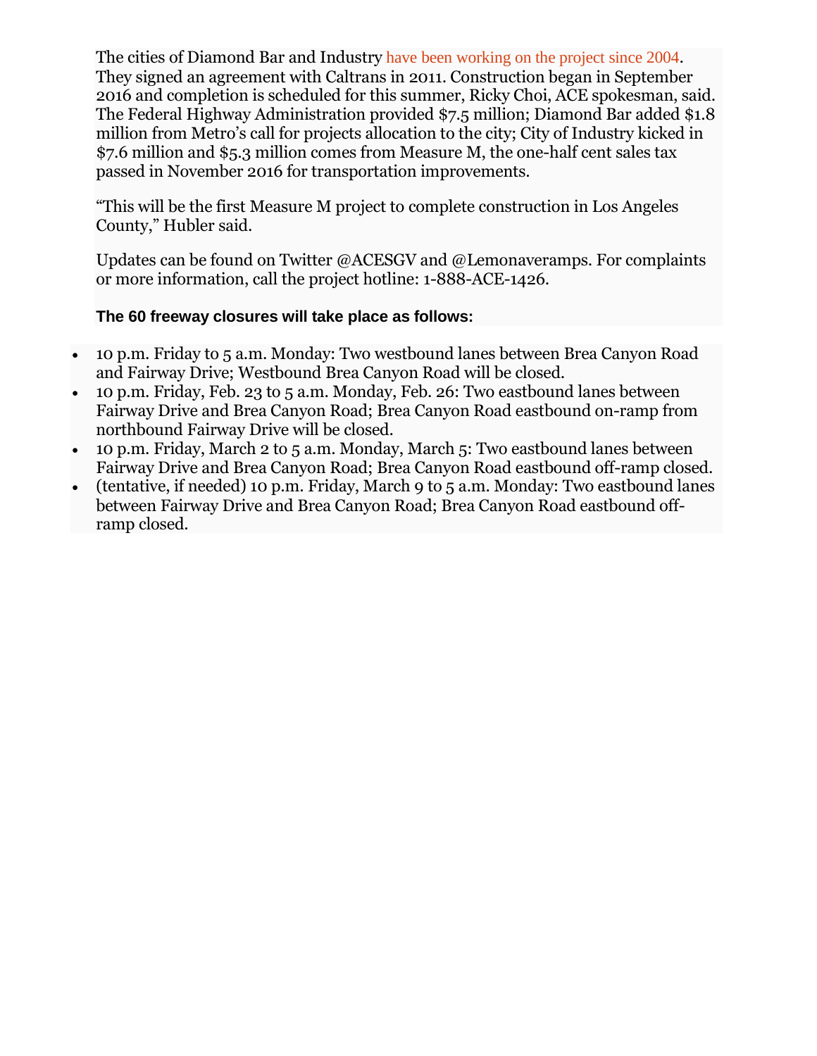The cities of Diamond Bar and Industry have been working on the project since 2004. They signed an agreement with Caltrans in 2011. Construction began in September 2016 and completion is scheduled for this summer, Ricky Choi, ACE spokesman, said. The Federal Highway Administration provided $7.5 million; Diamond Bar added $1.8 million from Metro's call for projects allocation to the city; City of Industry kicked in $7.6 million and $5.3 million comes from Measure M, the one-half cent sales tax passed in November 2016 for transportation improvements.

"This will be the first Measure M project to complete construction in Los Angeles County," Hubler said.

Updates can be found on Twitter @ACESGV and @Lemonaveramps. For complaints or more information, call the project hotline: 1-888-ACE-1426.

**The 60 freeway closures will take place as follows:**

- 10 p.m. Friday to 5 a.m. Monday: Two westbound lanes between Brea Canyon Road and Fairway Drive; Westbound Brea Canyon Road will be closed.
- 10 p.m. Friday, Feb. 23 to 5 a.m. Monday, Feb. 26: Two eastbound lanes between Fairway Drive and Brea Canyon Road; Brea Canyon Road eastbound on-ramp from northbound Fairway Drive will be closed.
- 10 p.m. Friday, March 2 to 5 a.m. Monday, March 5: Two eastbound lanes between Fairway Drive and Brea Canyon Road; Brea Canyon Road eastbound off-ramp closed.
- (tentative, if needed) 10 p.m. Friday, March 9 to 5 a.m. Monday: Two eastbound lanes between Fairway Drive and Brea Canyon Road; Brea Canyon Road eastbound off-ramp closed.